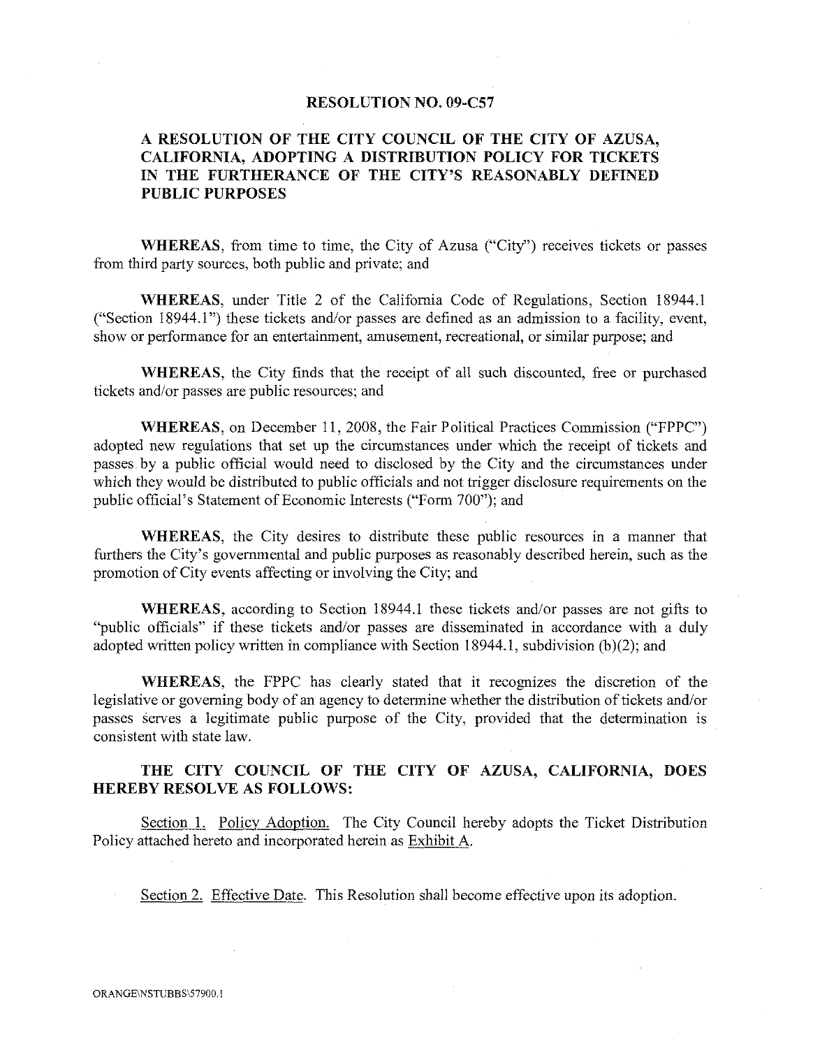**RESOLUTION NO. 09-C57**

**A RESOLUTION OF THE CITY COUNCIL OF THE CITY OF AZUSA, CALIFORNIA, ADOPTING A DISTRIBUTION POLICY FOR TICKETS IN THE FURTHERANCE OF THE CITY'S REASONABLY DEFINED PUBLIC PURPOSES**

**WHEREAS**, from time to time, the City of Azusa ("City") receives tickets or passes from third party sources, both public and private; and

**WHEREAS**, under Title 2 of the California Code of Regulations, Section 18944.1 ("Section 18944.1") these tickets and/or passes are defined as an admission to a facility, event, show or performance for an entertainment, amusement, recreational, or similar purpose; and

**WHEREAS**, the City finds that the receipt of all such discounted, free or purchased tickets and/or passes are public resources; and

**WHEREAS**, on December 11, 2008, the Fair Political Practices Commission ("FPPC") adopted new regulations that set up the circumstances under which the receipt of tickets and passes by a public official would need to disclosed by the City and the circumstances under which they would be distributed to public officials and not trigger disclosure requirements on the public official's Statement of Economic Interests ("Form 700"); and

**WHEREAS**, the City desires to distribute these public resources in a manner that furthers the City's governmental and public purposes as reasonably described herein, such as the promotion of City events affecting or involving the City; and

**WHEREAS**, according to Section 18944.1 these tickets and/or passes are not gifts to "public officials" if these tickets and/or passes are disseminated in accordance with a duly adopted written policy written in compliance with Section 18944.1, subdivision (b)(2); and

**WHEREAS**, the FPPC has clearly stated that it recognizes the discretion of the legislative or governing body of an agency to determine whether the distribution of tickets and/or passes serves a legitimate public purpose of the City, provided that the determination is consistent with state law.

**THE CITY COUNCIL OF THE CITY OF AZUSA, CALIFORNIA, DOES HEREBY RESOLVE AS FOLLOWS:**

Section 1. Policy Adoption. The City Council hereby adopts the Ticket Distribution Policy attached hereto and incorporated herein as Exhibit A.

Section 2. Effective Date. This Resolution shall become effective upon its adoption.

ORANGE\NSTUBBS\57900.1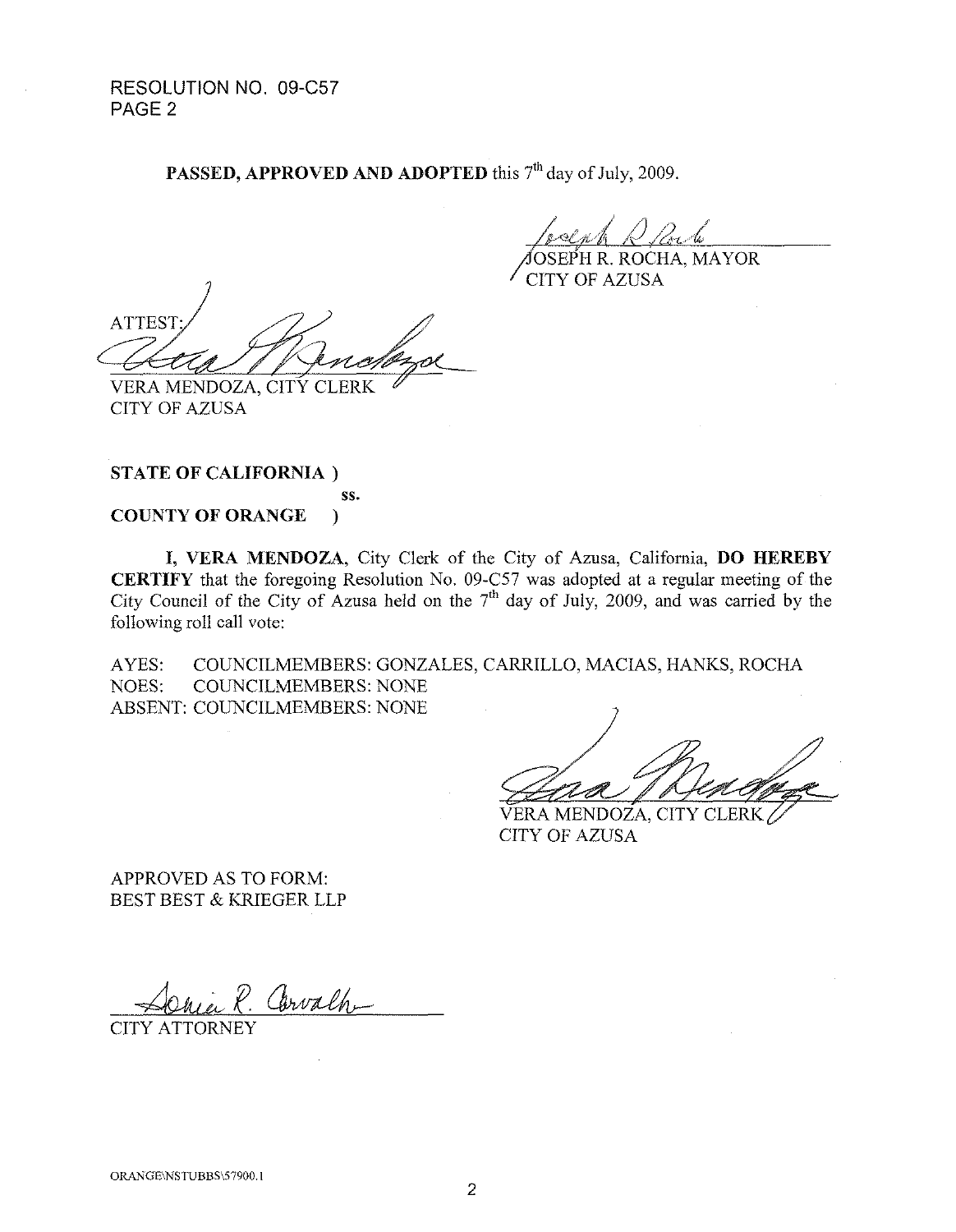RESOLUTION NO. 09-C57
PAGE 2

**PASSED, APPROVED AND ADOPTED** this 7th day of July, 2009.

JOSEPH R. ROCHA, MAYOR
CITY OF AZUSA

ATTEST:

VERA MENDOZA, CITY CLERK
CITY OF AZUSA

**STATE OF CALIFORNIA )**
**ss.**
**COUNTY OF ORANGE )**

**I, VERA MENDOZA**, City Clerk of the City of Azusa, California, **DO HEREBY CERTIFY** that the foregoing Resolution No. 09-C57 was adopted at a regular meeting of the City Council of the City of Azusa held on the 7th day of July, 2009, and was carried by the following roll call vote:

AYES: COUNCILMEMBERS: GONZALES, CARRILLO, MACIAS, HANKS, ROCHA
NOES: COUNCILMEMBERS: NONE
ABSENT: COUNCILMEMBERS: NONE

VERA MENDOZA, CITY CLERK
CITY OF AZUSA

APPROVED AS TO FORM:
BEST BEST & KRIEGER LLP

CITY ATTORNEY

ORANGE\NSTUBBS\57900.1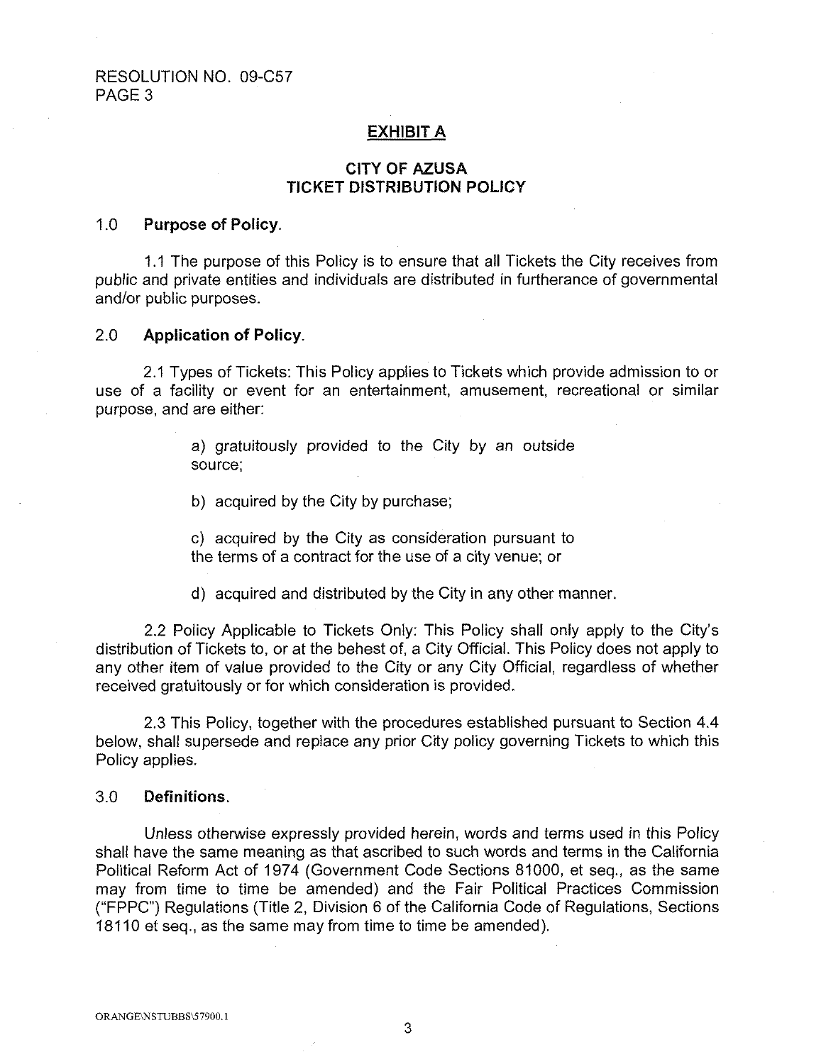RESOLUTION NO. 09-C57
PAGE 3

## EXHIBIT A

## CITY OF AZUSA
## TICKET DISTRIBUTION POLICY

### 1.0 Purpose of Policy.

1.1 The purpose of this Policy is to ensure that all Tickets the City receives from public and private entities and individuals are distributed in furtherance of governmental and/or public purposes.

### 2.0 Application of Policy.

2.1 Types of Tickets: This Policy applies to Tickets which provide admission to or use of a facility or event for an entertainment, amusement, recreational or similar purpose, and are either:

a) gratuitously provided to the City by an outside source;

b) acquired by the City by purchase;

c) acquired by the City as consideration pursuant to the terms of a contract for the use of a city venue; or

d) acquired and distributed by the City in any other manner.

2.2 Policy Applicable to Tickets Only: This Policy shall only apply to the City's distribution of Tickets to, or at the behest of, a City Official. This Policy does not apply to any other item of value provided to the City or any City Official, regardless of whether received gratuitously or for which consideration is provided.

2.3 This Policy, together with the procedures established pursuant to Section 4.4 below, shall supersede and replace any prior City policy governing Tickets to which this Policy applies.

### 3.0 Definitions.

Unless otherwise expressly provided herein, words and terms used in this Policy shall have the same meaning as that ascribed to such words and terms in the California Political Reform Act of 1974 (Government Code Sections 81000, et seq., as the same may from time to time be amended) and the Fair Political Practices Commission ("FPPC") Regulations (Title 2, Division 6 of the California Code of Regulations, Sections 18110 et seq., as the same may from time to time be amended).

ORANGE\NSTUBBS\57900.1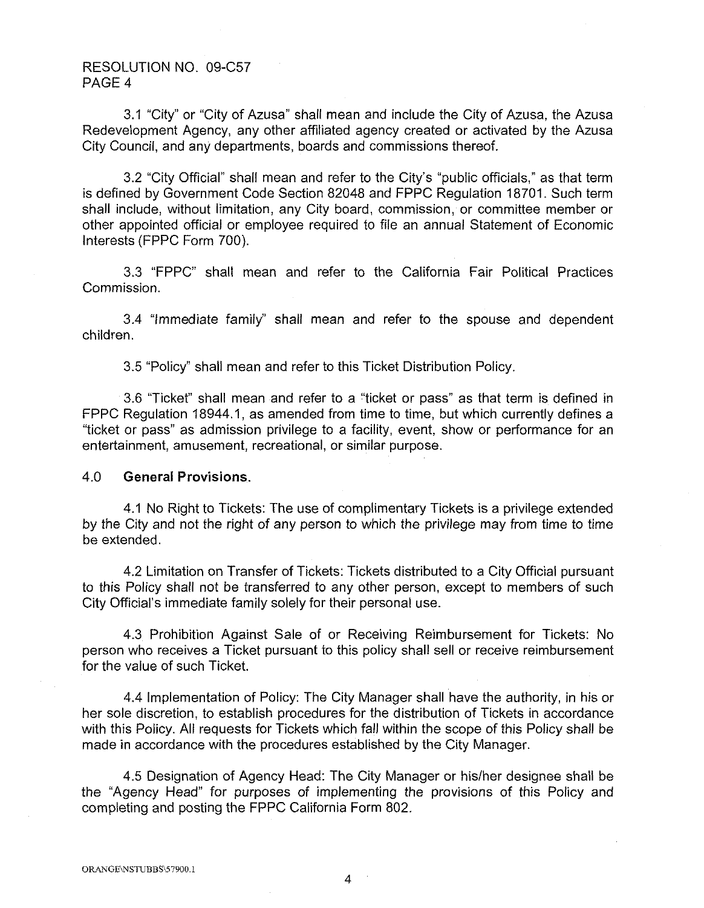3.1 "City" or "City of Azusa" shall mean and include the City of Azusa, the Azusa Redevelopment Agency, any other affiliated agency created or activated by the Azusa City Council, and any departments, boards and commissions thereof.

3.2 "City Official" shall mean and refer to the City's "public officials," as that term is defined by Government Code Section 82048 and FPPC Regulation 18701. Such term shall include, without limitation, any City board, commission, or committee member or other appointed official or employee required to file an annual Statement of Economic Interests (FPPC Form 700).

3.3 "FPPC" shall mean and refer to the California Fair Political Practices Commission.

3.4 "Immediate family" shall mean and refer to the spouse and dependent children.

3.5 "Policy" shall mean and refer to this Ticket Distribution Policy.

3.6 "Ticket" shall mean and refer to a "ticket or pass" as that term is defined in FPPC Regulation 18944.1, as amended from time to time, but which currently defines a "ticket or pass" as admission privilege to a facility, event, show or performance for an entertainment, amusement, recreational, or similar purpose.

4.0 **General Provisions.**

4.1 No Right to Tickets: The use of complimentary Tickets is a privilege extended by the City and not the right of any person to which the privilege may from time to time be extended.

4.2 Limitation on Transfer of Tickets: Tickets distributed to a City Official pursuant to this Policy shall not be transferred to any other person, except to members of such City Official's immediate family solely for their personal use.

4.3 Prohibition Against Sale of or Receiving Reimbursement for Tickets: No person who receives a Ticket pursuant to this policy shall sell or receive reimbursement for the value of such Ticket.

4.4 Implementation of Policy: The City Manager shall have the authority, in his or her sole discretion, to establish procedures for the distribution of Tickets in accordance with this Policy. All requests for Tickets which fall within the scope of this Policy shall be made in accordance with the procedures established by the City Manager.

4.5 Designation of Agency Head: The City Manager or his/her designee shall be the "Agency Head" for purposes of implementing the provisions of this Policy and completing and posting the FPPC California Form 802.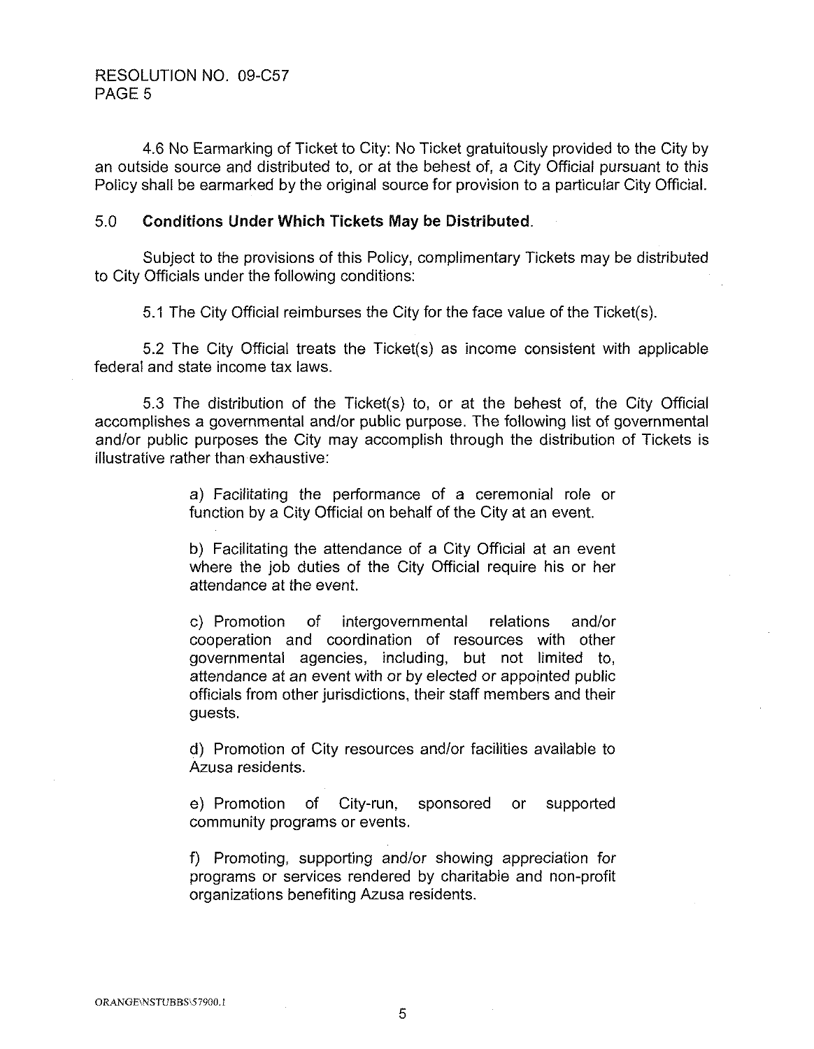4.6 No Earmarking of Ticket to City: No Ticket gratuitously provided to the City by an outside source and distributed to, or at the behest of, a City Official pursuant to this Policy shall be earmarked by the original source for provision to a particular City Official.

## 5.0 **Conditions Under Which Tickets May be Distributed.**

Subject to the provisions of this Policy, complimentary Tickets may be distributed to City Officials under the following conditions:

5.1 The City Official reimburses the City for the face value of the Ticket(s).

5.2 The City Official treats the Ticket(s) as income consistent with applicable federal and state income tax laws.

5.3 The distribution of the Ticket(s) to, or at the behest of, the City Official accomplishes a governmental and/or public purpose. The following list of governmental and/or public purposes the City may accomplish through the distribution of Tickets is illustrative rather than exhaustive:

> a) Facilitating the performance of a ceremonial role or function by a City Official on behalf of the City at an event.
>
> b) Facilitating the attendance of a City Official at an event where the job duties of the City Official require his or her attendance at the event.
>
> c) Promotion of intergovernmental relations and/or cooperation and coordination of resources with other governmental agencies, including, but not limited to, attendance at an event with or by elected or appointed public officials from other jurisdictions, their staff members and their guests.
>
> d) Promotion of City resources and/or facilities available to Azusa residents.
>
> e) Promotion of City-run, sponsored or supported community programs or events.
>
> f) Promoting, supporting and/or showing appreciation for programs or services rendered by charitable and non-profit organizations benefiting Azusa residents.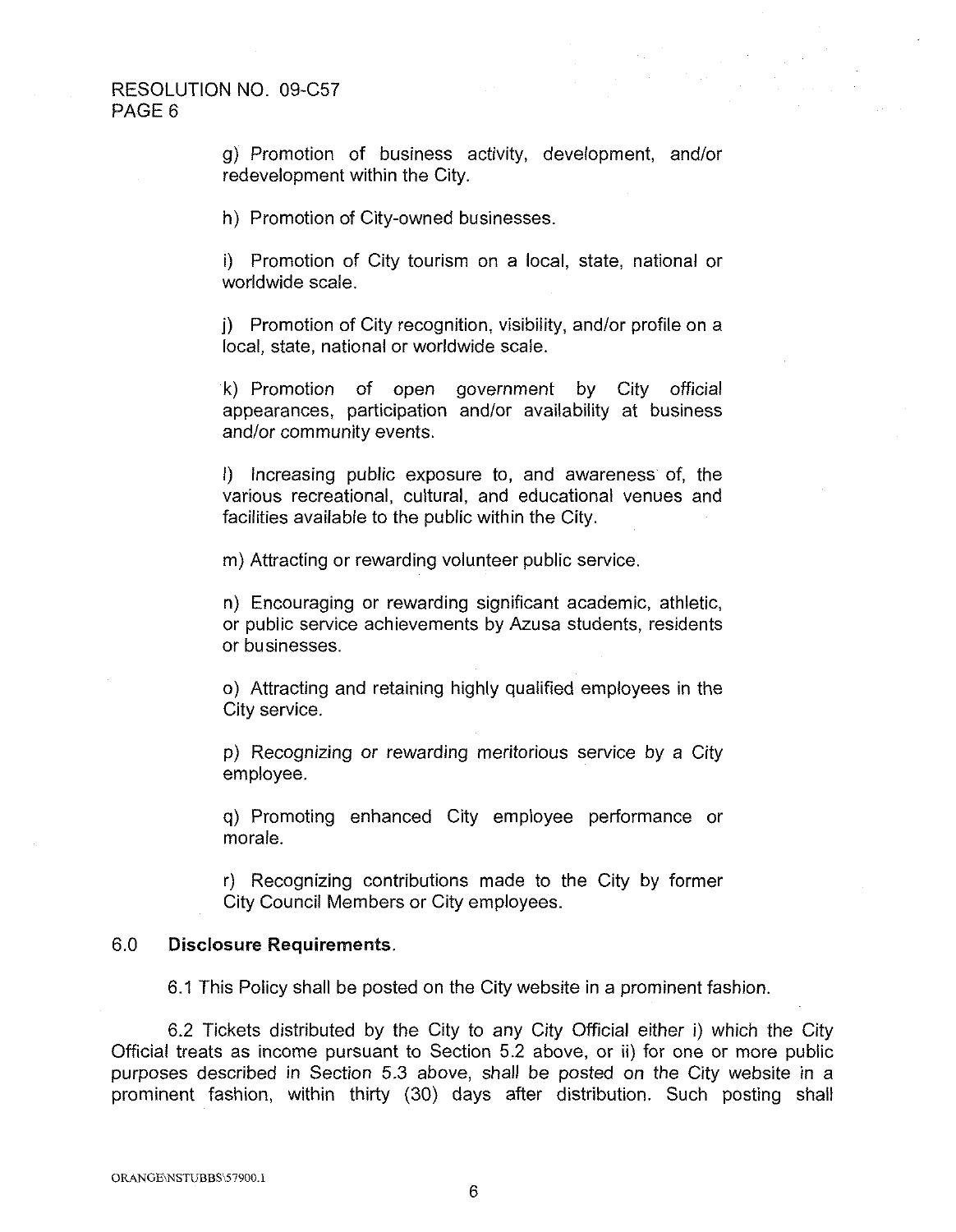g) Promotion of business activity, development, and/or redevelopment within the City.

h) Promotion of City-owned businesses.

i) Promotion of City tourism on a local, state, national or worldwide scale.

j) Promotion of City recognition, visibility, and/or profile on a local, state, national or worldwide scale.

k) Promotion of open government by City official appearances, participation and/or availability at business and/or community events.

l) Increasing public exposure to, and awareness of, the various recreational, cultural, and educational venues and facilities available to the public within the City.

m) Attracting or rewarding volunteer public service.

n) Encouraging or rewarding significant academic, athletic, or public service achievements by Azusa students, residents or businesses.

o) Attracting and retaining highly qualified employees in the City service.

p) Recognizing or rewarding meritorious service by a City employee.

q) Promoting enhanced City employee performance or morale.

r) Recognizing contributions made to the City by former City Council Members or City employees.

## 6.0 Disclosure Requirements.

6.1 This Policy shall be posted on the City website in a prominent fashion.

6.2 Tickets distributed by the City to any City Official either i) which the City Official treats as income pursuant to Section 5.2 above, or ii) for one or more public purposes described in Section 5.3 above, shall be posted on the City website in a prominent fashion, within thirty (30) days after distribution. Such posting shall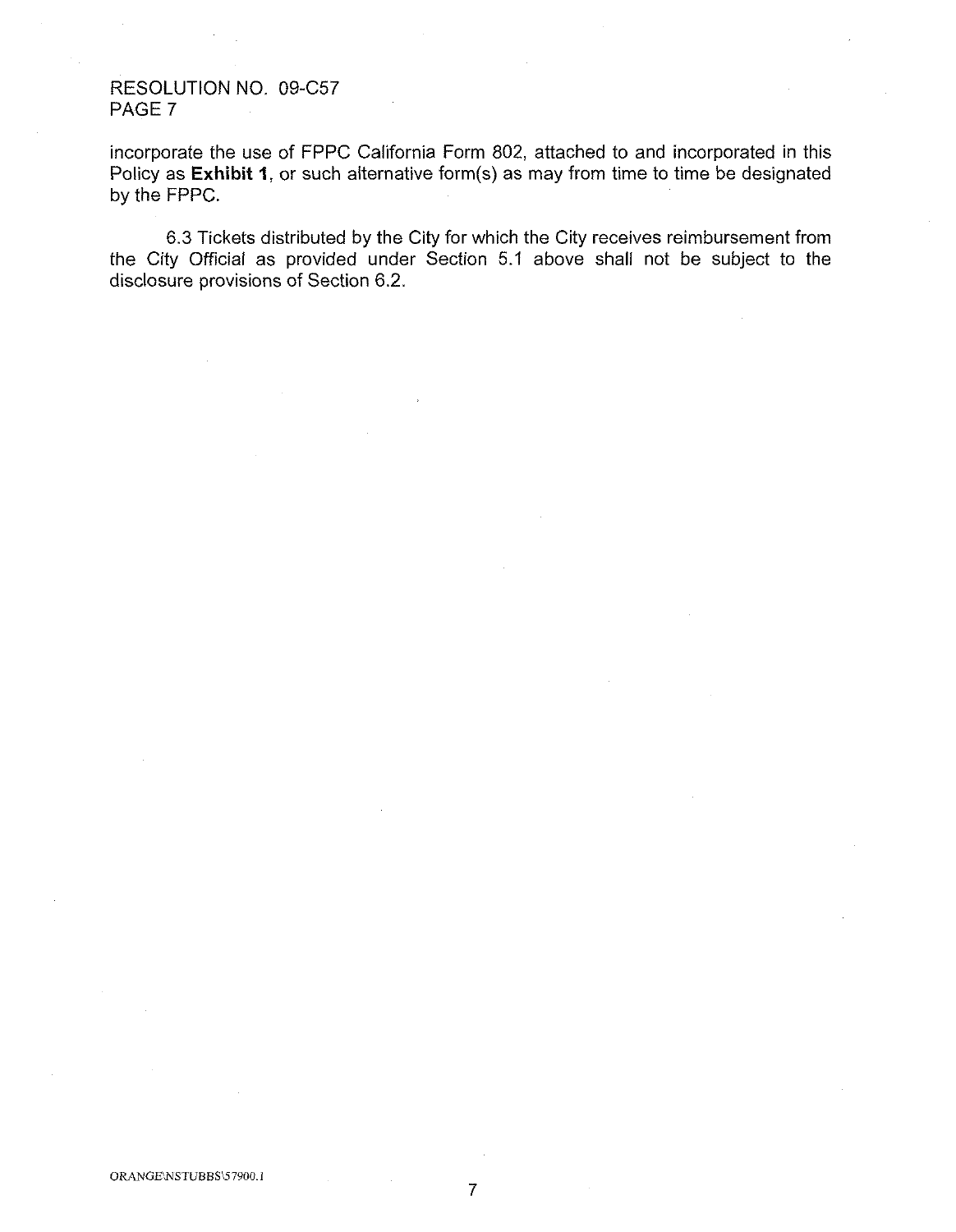incorporate the use of FPPC California Form 802, attached to and incorporated in this Policy as **Exhibit 1**, or such alternative form(s) as may from time to time be designated by the FPPC.

6.3 Tickets distributed by the City for which the City receives reimbursement from the City Official as provided under Section 5.1 above shall not be subject to the disclosure provisions of Section 6.2.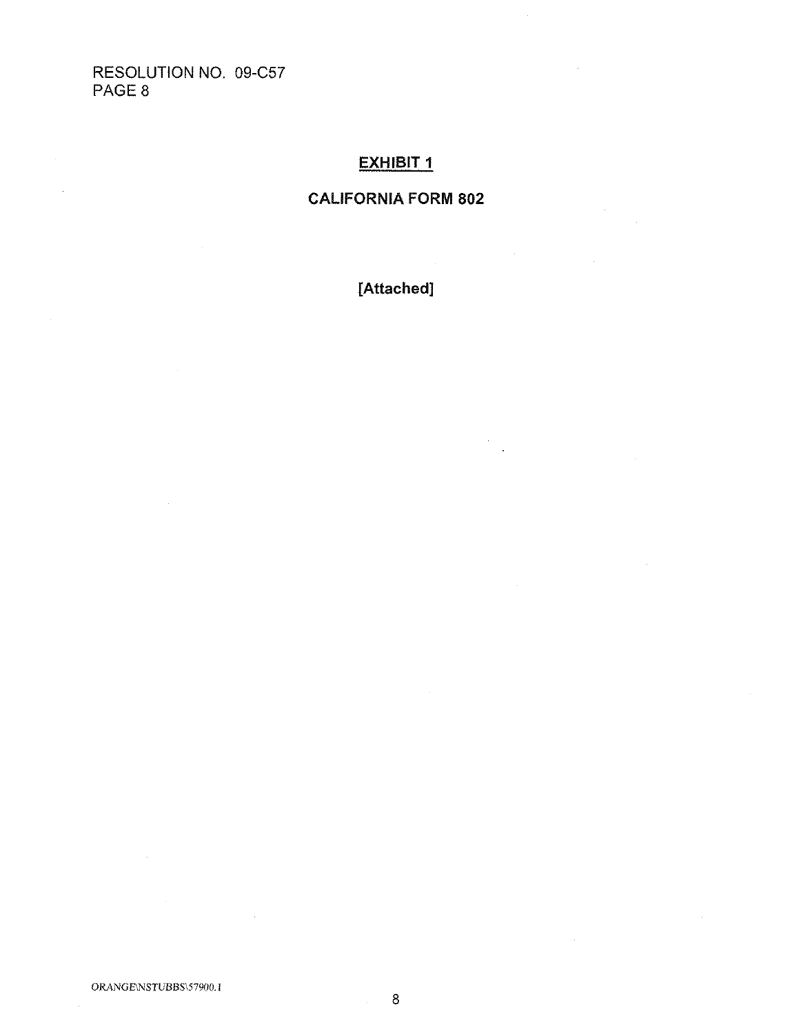RESOLUTION NO. 09-C57
PAGE 8

## EXHIBIT 1

## CALIFORNIA FORM 802

**[Attached]**

ORANGE\NSTUBBS\57900.1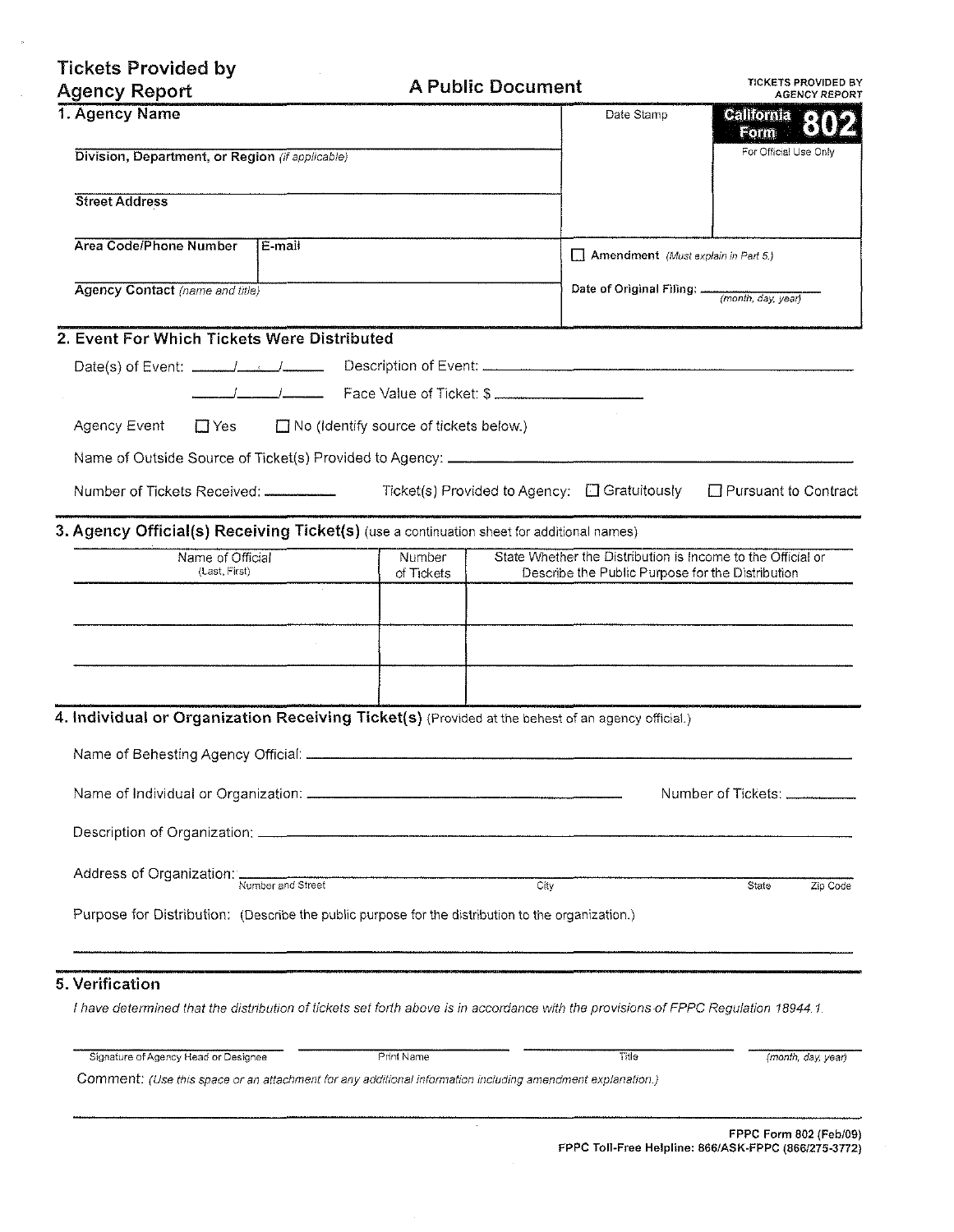# Tickets Provided by Agency Report

**A Public Document**

TICKETS PROVIDED BY AGENCY REPORT

**California Form 802**

For Official Use Only

## 1. Agency Name

**Division, Department, or Region** *(if applicable)*

**Street Address**

**Area Code/Phone Number** | **E-mail**

**Agency Contact** *(name and title)*

Date Stamp

☐ **Amendment** *(Must explain in Part 5.)*

**Date of Original Filing:** ______________ *(month, day, year)*

## 2. Event For Which Tickets Were Distributed

Date(s) of Event: ____/____/____ Description of Event: ______________

____/____/____ Face Value of Ticket: $ ______________

Agency Event ☐ Yes ☐ No (Identify source of tickets below.)

Name of Outside Source of Ticket(s) Provided to Agency: ______________

Number of Tickets Received: ________ Ticket(s) Provided to Agency: ☐ Gratuitously ☐ Pursuant to Contract

## 3. Agency Official(s) Receiving Ticket(s) (use a continuation sheet for additional names)

| Name of Official (Last, First) | Number of Tickets | State Whether the Distribution is Income to the Official or Describe the Public Purpose for the Distribution |
|---|---|---|
| | | |
| | | |
| | | |

## 4. Individual or Organization Receiving Ticket(s) (Provided at the behest of an agency official.)

Name of Behesting Agency Official: ______________

Name of Individual or Organization: ______________ Number of Tickets: ________

Description of Organization: ______________

Address of Organization: ______________
Number and Street City State Zip Code

Purpose for Distribution: (Describe the public purpose for the distribution to the organization.)

______________

## 5. Verification

*I have determined that the distribution of tickets set forth above is in accordance with the provisions of FPPC Regulation 18944.1.*

______________ ______________ ______________ ______________
Signature of Agency Head or Designee | Print Name | Title | *(month, day, year)*

Comment: *(Use this space or an attachment for any additional information including amendment explanation.)*

______________

**FPPC Form 802 (Feb/09)**
**FPPC Toll-Free Helpline: 866/ASK-FPPC (866/275-3772)**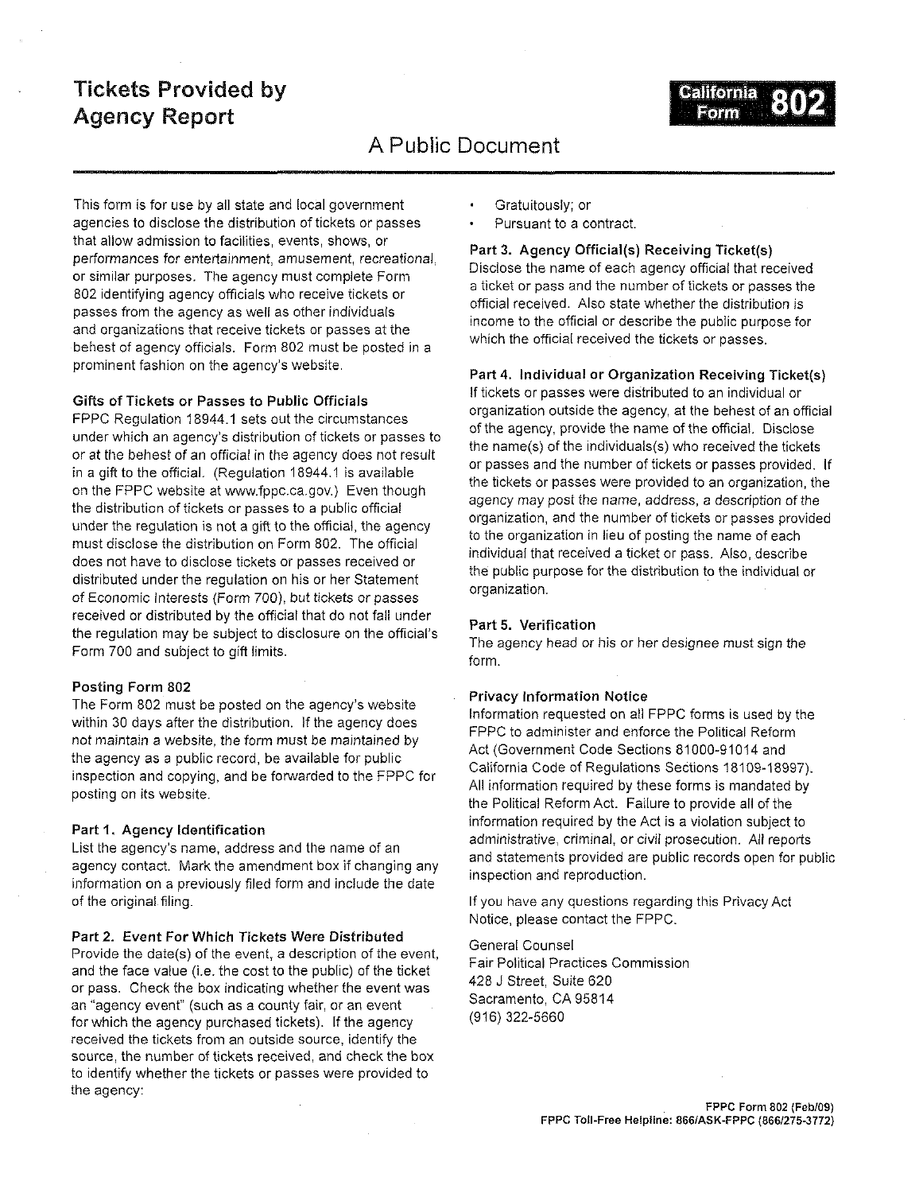# Tickets Provided by Agency Report

**California Form 802**

## A Public Document

This form is for use by all state and local government agencies to disclose the distribution of tickets or passes that allow admission to facilities, events, shows, or performances for entertainment, amusement, recreational, or similar purposes. The agency must complete Form 802 identifying agency officials who receive tickets or passes from the agency as well as other individuals and organizations that receive tickets or passes at the behest of agency officials. Form 802 must be posted in a prominent fashion on the agency's website.

### Gifts of Tickets or Passes to Public Officials

FPPC Regulation 18944.1 sets out the circumstances under which an agency's distribution of tickets or passes to or at the behest of an official in the agency does not result in a gift to the official. (Regulation 18944.1 is available on the FPPC website at www.fppc.ca.gov.) Even though the distribution of tickets or passes to a public official under the regulation is not a gift to the official, the agency must disclose the distribution on Form 802. The official does not have to disclose tickets or passes received or distributed under the regulation on his or her Statement of Economic Interests (Form 700), but tickets or passes received or distributed by the official that do not fall under the regulation may be subject to disclosure on the official's Form 700 and subject to gift limits.

### Posting Form 802

The Form 802 must be posted on the agency's website within 30 days after the distribution. If the agency does not maintain a website, the form must be maintained by the agency as a public record, be available for public inspection and copying, and be forwarded to the FPPC for posting on its website.

### Part 1. Agency Identification

List the agency's name, address and the name of an agency contact. Mark the amendment box if changing any information on a previously filed form and include the date of the original filing.

### Part 2. Event For Which Tickets Were Distributed

Provide the date(s) of the event, a description of the event, and the face value (i.e. the cost to the public) of the ticket or pass. Check the box indicating whether the event was an "agency event" (such as a county fair, or an event for which the agency purchased tickets). If the agency received the tickets from an outside source, identify the source, the number of tickets received, and check the box to identify whether the tickets or passes were provided to the agency:

- Gratuitously; or
- Pursuant to a contract.

### Part 3. Agency Official(s) Receiving Ticket(s)

Disclose the name of each agency official that received a ticket or pass and the number of tickets or passes the official received. Also state whether the distribution is income to the official or describe the public purpose for which the official received the tickets or passes.

### Part 4. Individual or Organization Receiving Ticket(s)

If tickets or passes were distributed to an individual or organization outside the agency, at the behest of an official of the agency, provide the name of the official. Disclose the name(s) of the individuals(s) who received the tickets or passes and the number of tickets or passes provided. If the tickets or passes were provided to an organization, the agency may post the name, address, a description of the organization, and the number of tickets or passes provided to the organization in lieu of posting the name of each individual that received a ticket or pass. Also, describe the public purpose for the distribution to the individual or organization.

### Part 5. Verification

The agency head or his or her designee must sign the form.

### Privacy Information Notice

Information requested on all FPPC forms is used by the FPPC to administer and enforce the Political Reform Act (Government Code Sections 81000-91014 and California Code of Regulations Sections 18109-18997). All information required by these forms is mandated by the Political Reform Act. Failure to provide all of the information required by the Act is a violation subject to administrative, criminal, or civil prosecution. All reports and statements provided are public records open for public inspection and reproduction.

If you have any questions regarding this Privacy Act Notice, please contact the FPPC.

General Counsel
Fair Political Practices Commission
428 J Street, Suite 620
Sacramento, CA 95814
(916) 322-5660

FPPC Form 802 (Feb/09)
FPPC Toll-Free Helpline: 866/ASK-FPPC (866/275-3772)